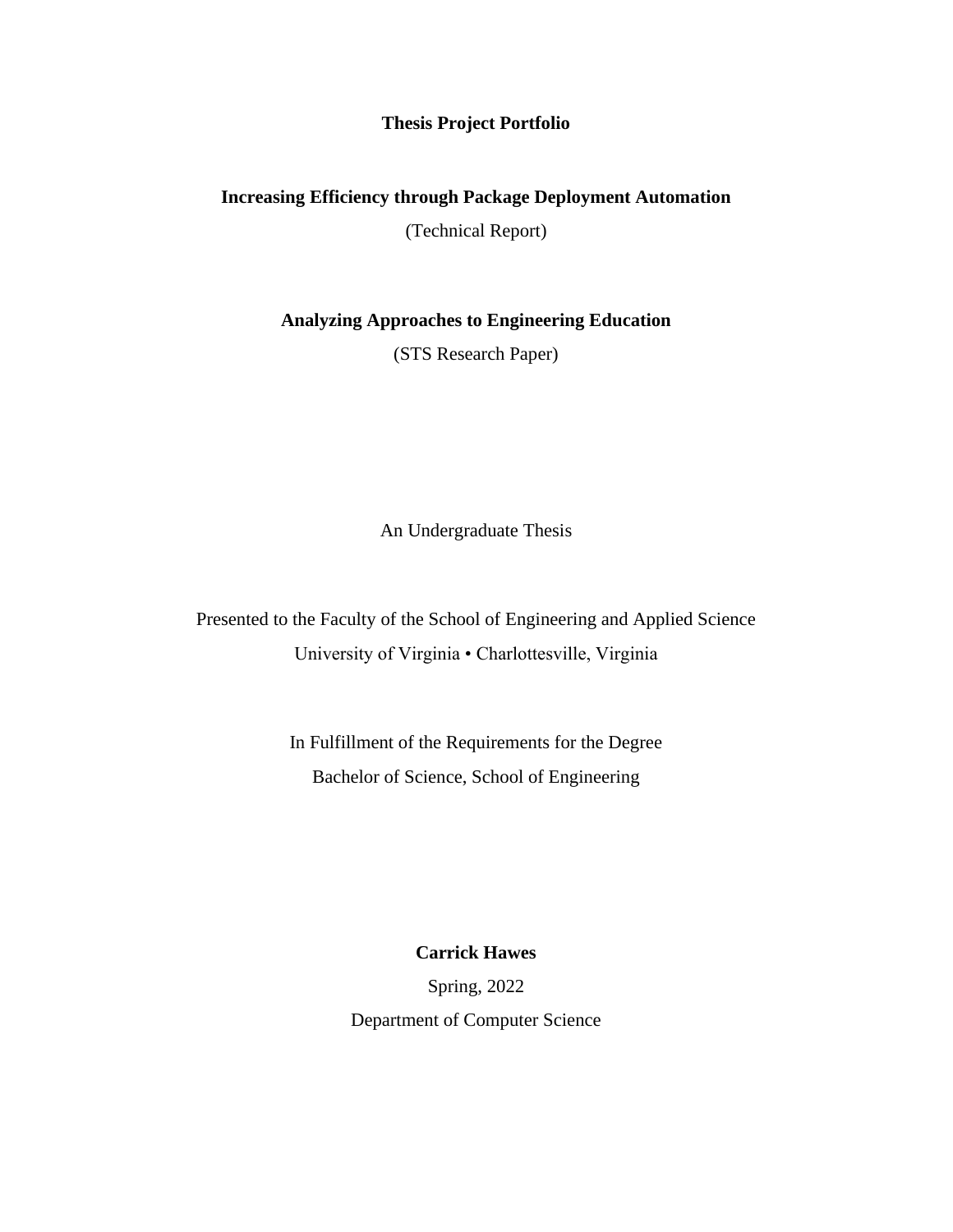**Thesis Project Portfolio**

**Increasing Efficiency through Package Deployment Automation**

(Technical Report)

**Analyzing Approaches to Engineering Education**

(STS Research Paper)

An Undergraduate Thesis

Presented to the Faculty of the School of Engineering and Applied Science

University of Virginia • Charlottesville, Virginia

In Fulfillment of the Requirements for the Degree

Bachelor of Science, School of Engineering

**Carrick Hawes**

Spring, 2022

Department of Computer Science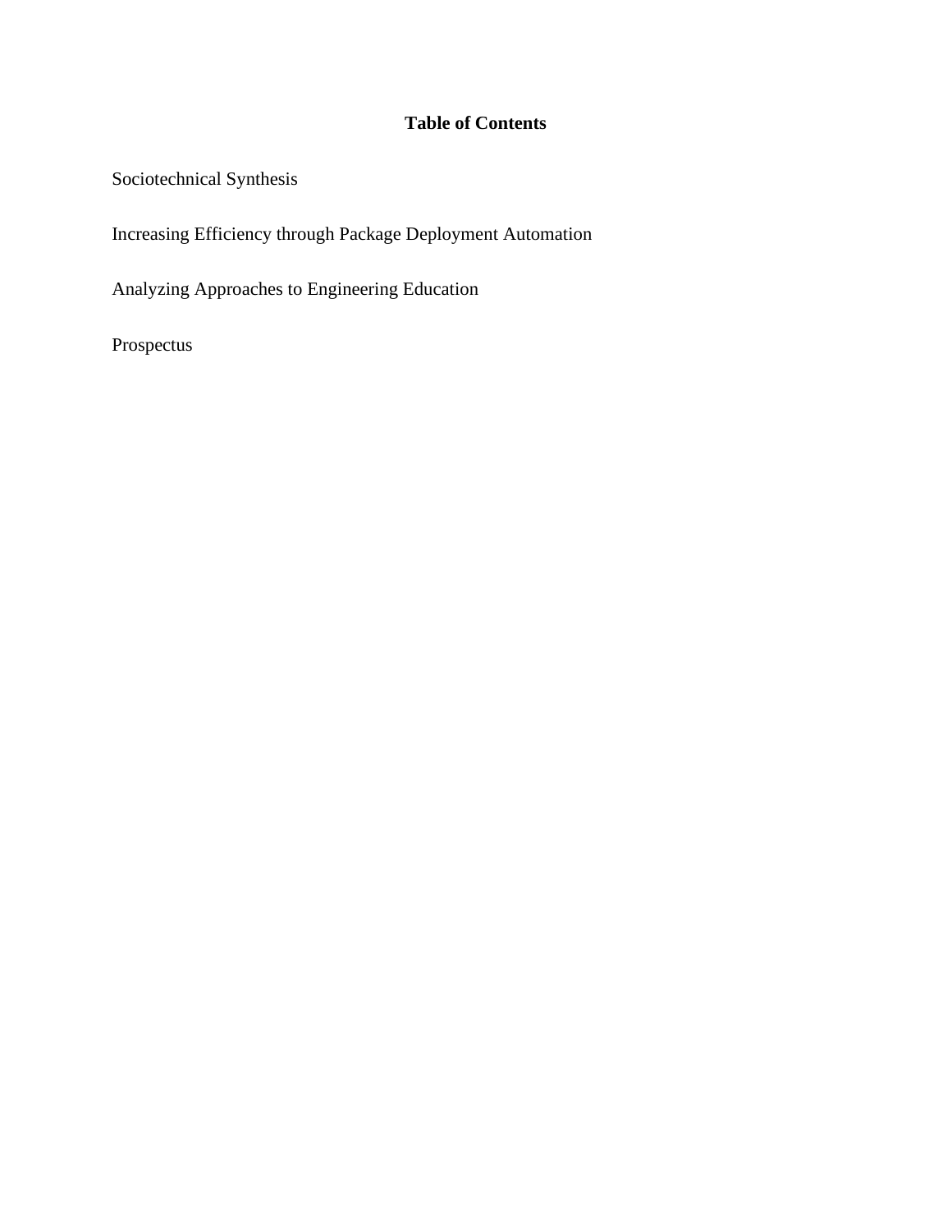# Table of Contents

Sociotechnical Synthesis

Increasing Efficiency through Package Deployment Automation

Analyzing Approaches to Engineering Education

Prospectus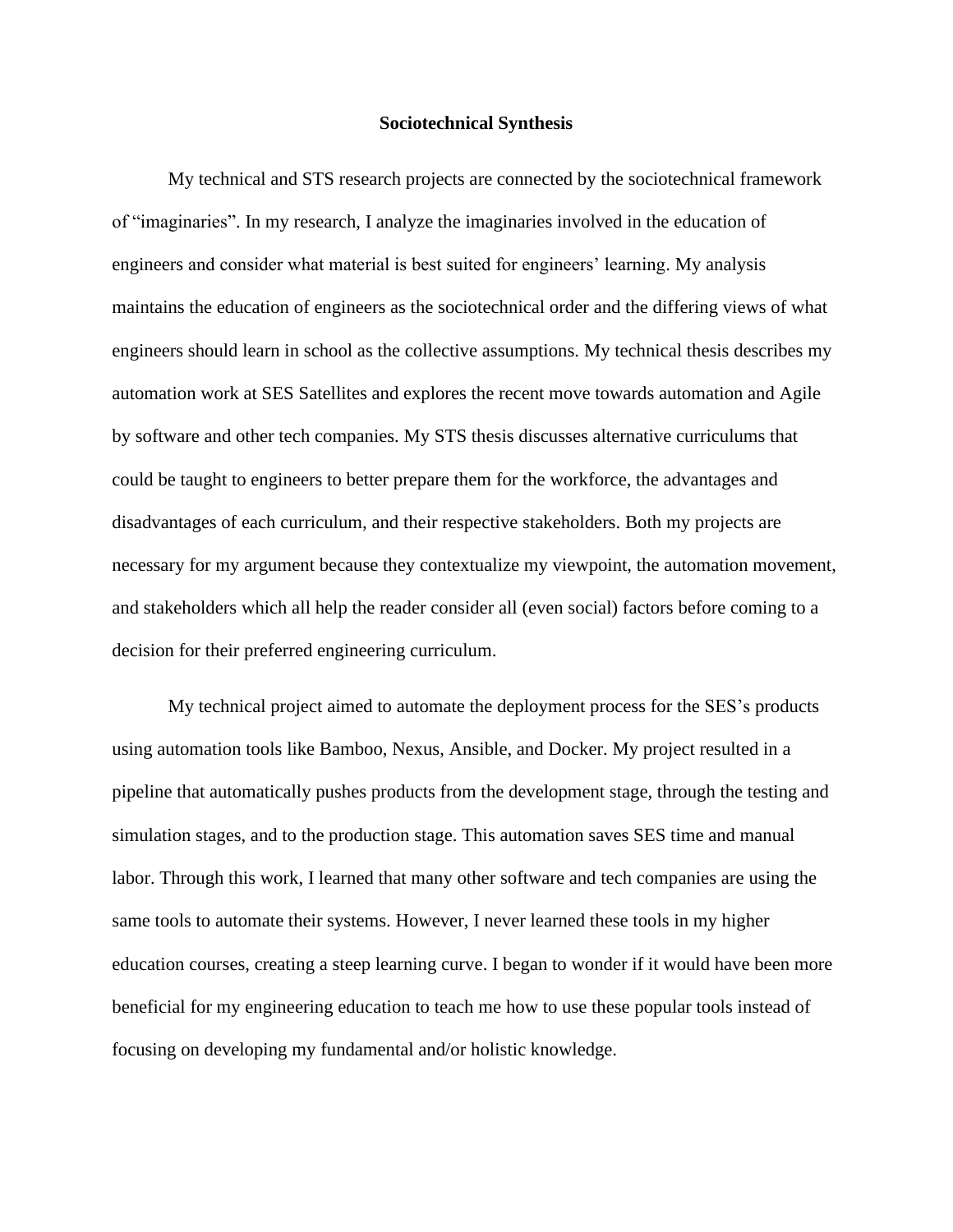# Sociotechnical Synthesis

My technical and STS research projects are connected by the sociotechnical framework of "imaginaries". In my research, I analyze the imaginaries involved in the education of engineers and consider what material is best suited for engineers' learning. My analysis maintains the education of engineers as the sociotechnical order and the differing views of what engineers should learn in school as the collective assumptions. My technical thesis describes my automation work at SES Satellites and explores the recent move towards automation and Agile by software and other tech companies. My STS thesis discusses alternative curriculums that could be taught to engineers to better prepare them for the workforce, the advantages and disadvantages of each curriculum, and their respective stakeholders. Both my projects are necessary for my argument because they contextualize my viewpoint, the automation movement, and stakeholders which all help the reader consider all (even social) factors before coming to a decision for their preferred engineering curriculum.

My technical project aimed to automate the deployment process for the SES's products using automation tools like Bamboo, Nexus, Ansible, and Docker. My project resulted in a pipeline that automatically pushes products from the development stage, through the testing and simulation stages, and to the production stage. This automation saves SES time and manual labor. Through this work, I learned that many other software and tech companies are using the same tools to automate their systems. However, I never learned these tools in my higher education courses, creating a steep learning curve. I began to wonder if it would have been more beneficial for my engineering education to teach me how to use these popular tools instead of focusing on developing my fundamental and/or holistic knowledge.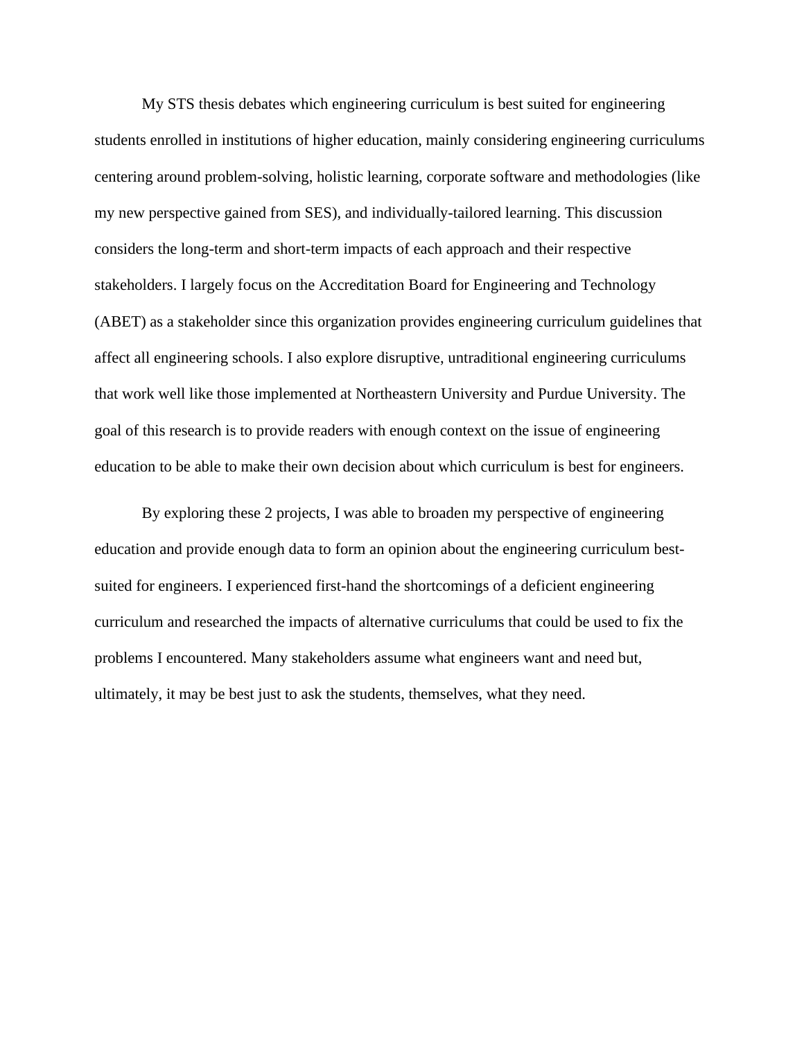My STS thesis debates which engineering curriculum is best suited for engineering students enrolled in institutions of higher education, mainly considering engineering curriculums centering around problem-solving, holistic learning, corporate software and methodologies (like my new perspective gained from SES), and individually-tailored learning. This discussion considers the long-term and short-term impacts of each approach and their respective stakeholders. I largely focus on the Accreditation Board for Engineering and Technology (ABET) as a stakeholder since this organization provides engineering curriculum guidelines that affect all engineering schools. I also explore disruptive, untraditional engineering curriculums that work well like those implemented at Northeastern University and Purdue University. The goal of this research is to provide readers with enough context on the issue of engineering education to be able to make their own decision about which curriculum is best for engineers.

By exploring these 2 projects, I was able to broaden my perspective of engineering education and provide enough data to form an opinion about the engineering curriculum best-suited for engineers. I experienced first-hand the shortcomings of a deficient engineering curriculum and researched the impacts of alternative curriculums that could be used to fix the problems I encountered. Many stakeholders assume what engineers want and need but, ultimately, it may be best just to ask the students, themselves, what they need.